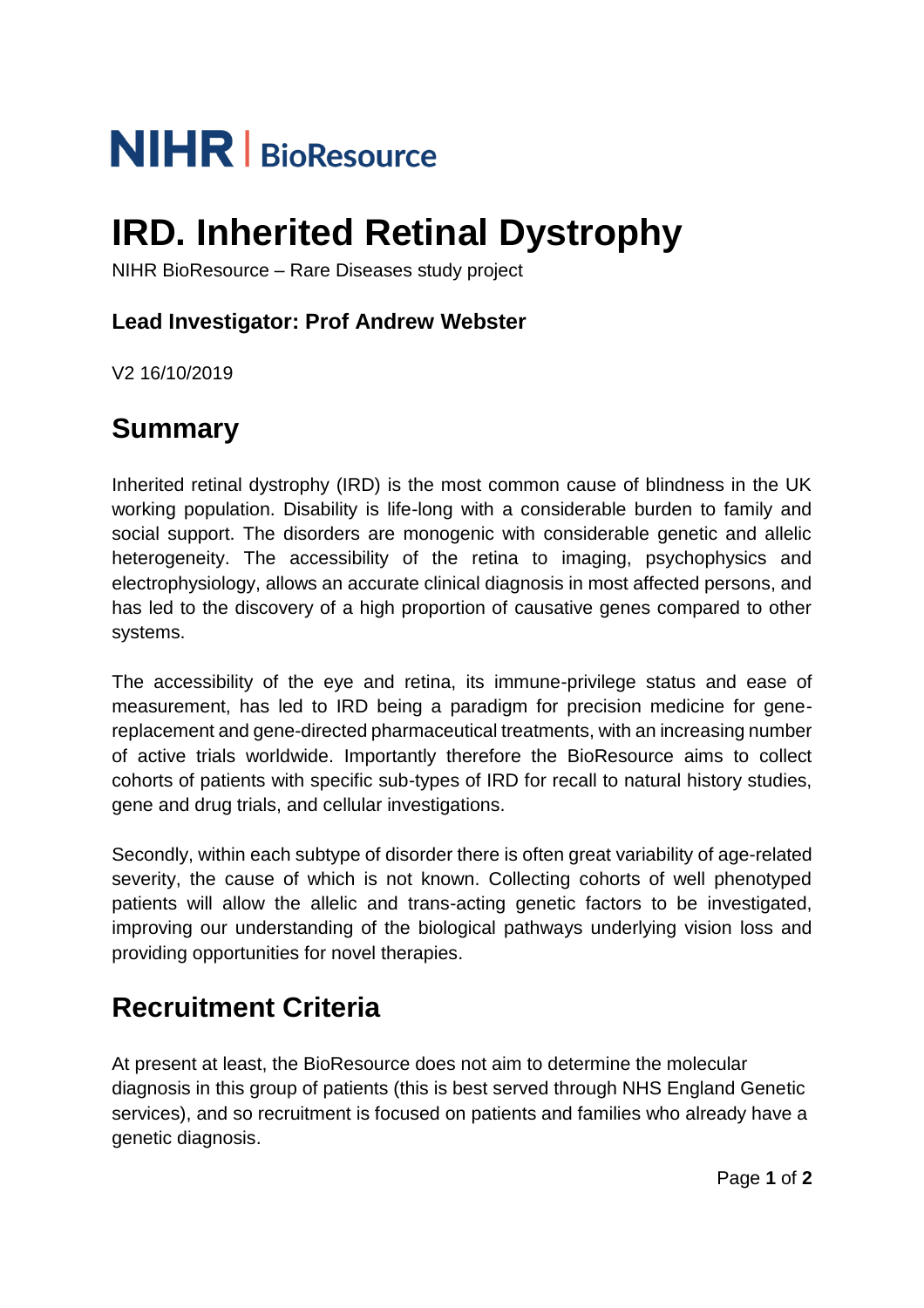# NIHR | BioResource

# IRD. Inherited Retinal Dystrophy

NIHR BioResource – Rare Diseases study project

### Lead Investigator: Prof Andrew Webster

V2 16/10/2019

## Summary

Inherited retinal dystrophy (IRD) is the most common cause of blindness in the UK working population. Disability is life-long with a considerable burden to family and social support. The disorders are monogenic with considerable genetic and allelic heterogeneity. The accessibility of the retina to imaging, psychophysics and electrophysiology, allows an accurate clinical diagnosis in most affected persons, and has led to the discovery of a high proportion of causative genes compared to other systems.

The accessibility of the eye and retina, its immune-privilege status and ease of measurement, has led to IRD being a paradigm for precision medicine for gene-replacement and gene-directed pharmaceutical treatments, with an increasing number of active trials worldwide. Importantly therefore the BioResource aims to collect cohorts of patients with specific sub-types of IRD for recall to natural history studies, gene and drug trials, and cellular investigations.

Secondly, within each subtype of disorder there is often great variability of age-related severity, the cause of which is not known. Collecting cohorts of well phenotyped patients will allow the allelic and trans-acting genetic factors to be investigated, improving our understanding of the biological pathways underlying vision loss and providing opportunities for novel therapies.

## Recruitment Criteria

At present at least, the BioResource does not aim to determine the molecular diagnosis in this group of patients (this is best served through NHS England Genetic services), and so recruitment is focused on patients and families who already have a genetic diagnosis.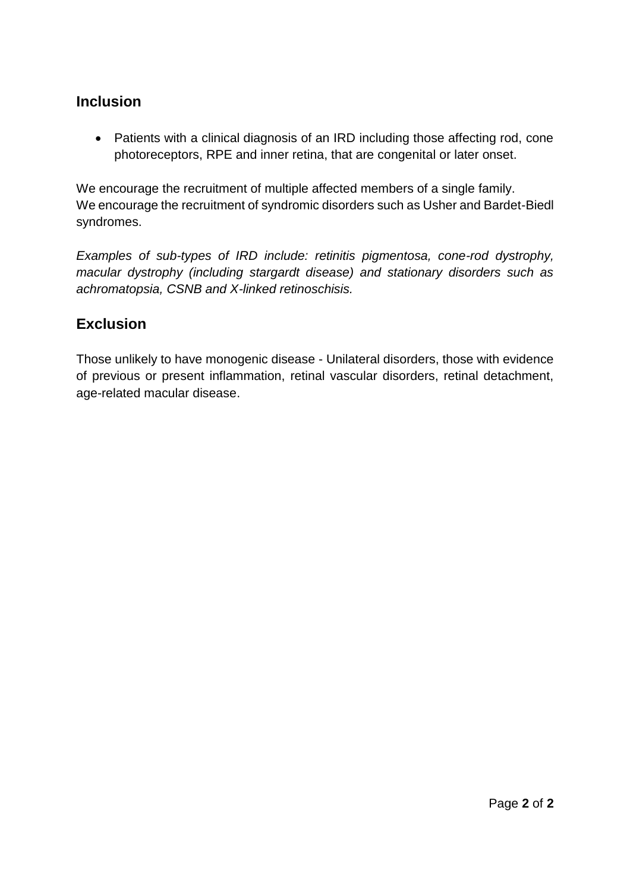## Inclusion

- Patients with a clinical diagnosis of an IRD including those affecting rod, cone photoreceptors, RPE and inner retina, that are congenital or later onset.

We encourage the recruitment of multiple affected members of a single family.
We encourage the recruitment of syndromic disorders such as Usher and Bardet-Biedl syndromes.

*Examples of sub-types of IRD include: retinitis pigmentosa, cone-rod dystrophy, macular dystrophy (including stargardt disease) and stationary disorders such as achromatopsia, CSNB and X-linked retinoschisis.*

## Exclusion

Those unlikely to have monogenic disease - Unilateral disorders, those with evidence of previous or present inflammation, retinal vascular disorders, retinal detachment, age-related macular disease.